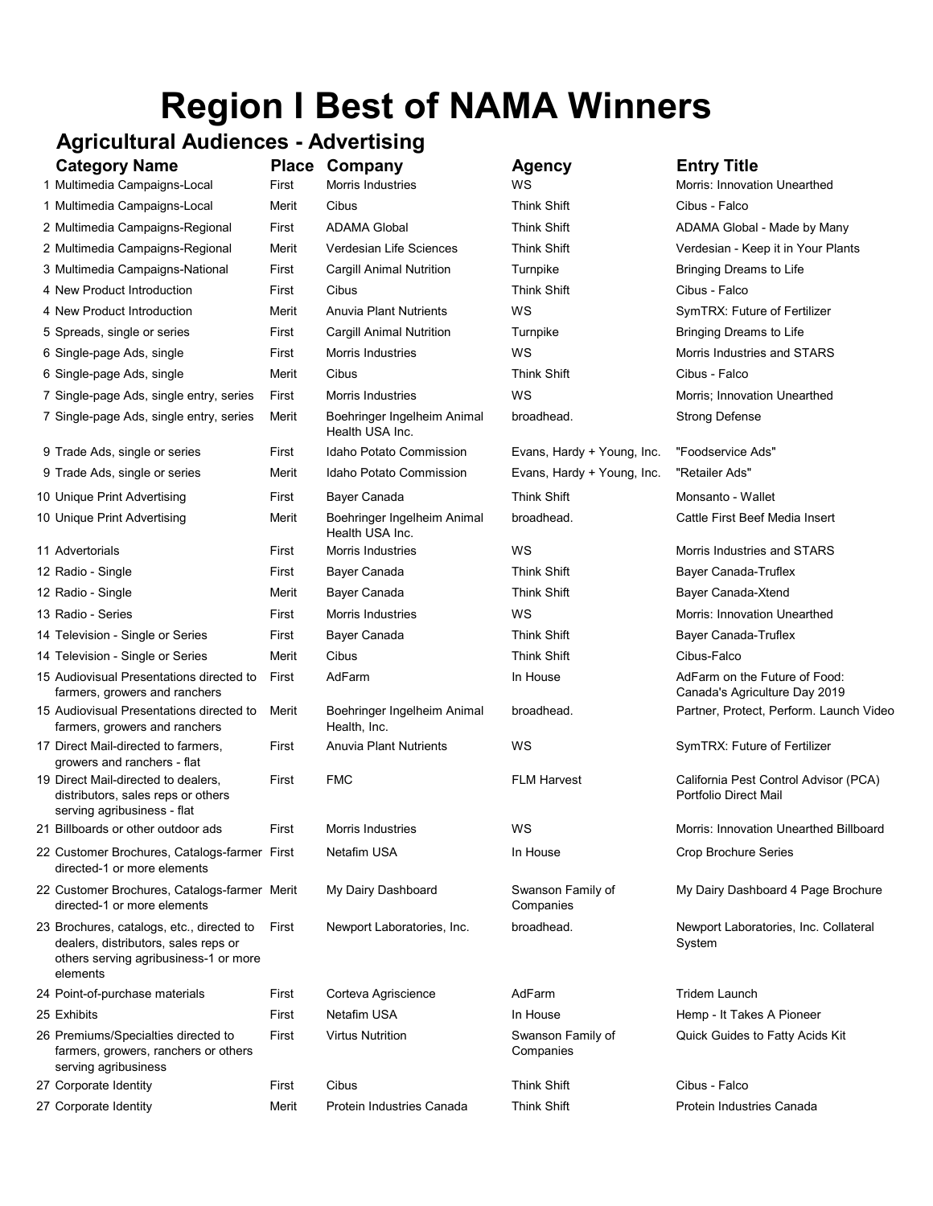# Region I Best of NAMA Winners

## Agricultural Audiences - Advertising

| | Category Name | Place | Company | Agency | Entry Title |
|---|---|---|---|---|---|
| 1 | Multimedia Campaigns-Local | First | Morris Industries | WS | Morris: Innovation Unearthed |
| 1 | Multimedia Campaigns-Local | Merit | Cibus | Think Shift | Cibus - Falco |
| 2 | Multimedia Campaigns-Regional | First | ADAMA Global | Think Shift | ADAMA Global - Made by Many |
| 2 | Multimedia Campaigns-Regional | Merit | Verdesian Life Sciences | Think Shift | Verdesian - Keep it in Your Plants |
| 3 | Multimedia Campaigns-National | First | Cargill Animal Nutrition | Turnpike | Bringing Dreams to Life |
| 4 | New Product Introduction | First | Cibus | Think Shift | Cibus - Falco |
| 4 | New Product Introduction | Merit | Anuvia Plant Nutrients | WS | SymTRX: Future of Fertilizer |
| 5 | Spreads, single or series | First | Cargill Animal Nutrition | Turnpike | Bringing Dreams to Life |
| 6 | Single-page Ads, single | First | Morris Industries | WS | Morris Industries and STARS |
| 6 | Single-page Ads, single | Merit | Cibus | Think Shift | Cibus - Falco |
| 7 | Single-page Ads, single entry, series | First | Morris Industries | WS | Morris; Innovation Unearthed |
| 7 | Single-page Ads, single entry, series | Merit | Boehringer Ingelheim Animal Health USA Inc. | broadhead. | Strong Defense |
| 9 | Trade Ads, single or series | First | Idaho Potato Commission | Evans, Hardy + Young, Inc. | "Foodservice Ads" |
| 9 | Trade Ads, single or series | Merit | Idaho Potato Commission | Evans, Hardy + Young, Inc. | "Retailer Ads" |
| 10 | Unique Print Advertising | First | Bayer Canada | Think Shift | Monsanto - Wallet |
| 10 | Unique Print Advertising | Merit | Boehringer Ingelheim Animal Health USA Inc. | broadhead. | Cattle First Beef Media Insert |
| 11 | Advertorials | First | Morris Industries | WS | Morris Industries and STARS |
| 12 | Radio - Single | First | Bayer Canada | Think Shift | Bayer Canada-Truflex |
| 12 | Radio - Single | Merit | Bayer Canada | Think Shift | Bayer Canada-Xtend |
| 13 | Radio - Series | First | Morris Industries | WS | Morris: Innovation Unearthed |
| 14 | Television - Single or Series | First | Bayer Canada | Think Shift | Bayer Canada-Truflex |
| 14 | Television - Single or Series | Merit | Cibus | Think Shift | Cibus-Falco |
| 15 | Audiovisual Presentations directed to farmers, growers and ranchers | First | AdFarm | In House | AdFarm on the Future of Food: Canada's Agriculture Day 2019 |
| 15 | Audiovisual Presentations directed to farmers, growers and ranchers | Merit | Boehringer Ingelheim Animal Health, Inc. | broadhead. | Partner, Protect, Perform. Launch Video |
| 17 | Direct Mail-directed to farmers, growers and ranchers - flat | First | Anuvia Plant Nutrients | WS | SymTRX: Future of Fertilizer |
| 19 | Direct Mail-directed to dealers, distributors, sales reps or others serving agribusiness - flat | First | FMC | FLM Harvest | California Pest Control Advisor (PCA) Portfolio Direct Mail |
| 21 | Billboards or other outdoor ads | First | Morris Industries | WS | Morris: Innovation Unearthed Billboard |
| 22 | Customer Brochures, Catalogs-farmer directed-1 or more elements | First | Netafim USA | In House | Crop Brochure Series |
| 22 | Customer Brochures, Catalogs-farmer directed-1 or more elements | Merit | My Dairy Dashboard | Swanson Family of Companies | My Dairy Dashboard 4 Page Brochure |
| 23 | Brochures, catalogs, etc., directed to dealers, distributors, sales reps or others serving agribusiness-1 or more elements | First | Newport Laboratories, Inc. | broadhead. | Newport Laboratories, Inc. Collateral System |
| 24 | Point-of-purchase materials | First | Corteva Agriscience | AdFarm | Tridem Launch |
| 25 | Exhibits | First | Netafim USA | In House | Hemp - It Takes A Pioneer |
| 26 | Premiums/Specialties directed to farmers, growers, ranchers or others serving agribusiness | First | Virtus Nutrition | Swanson Family of Companies | Quick Guides to Fatty Acids Kit |
| 27 | Corporate Identity | First | Cibus | Think Shift | Cibus - Falco |
| 27 | Corporate Identity | Merit | Protein Industries Canada | Think Shift | Protein Industries Canada |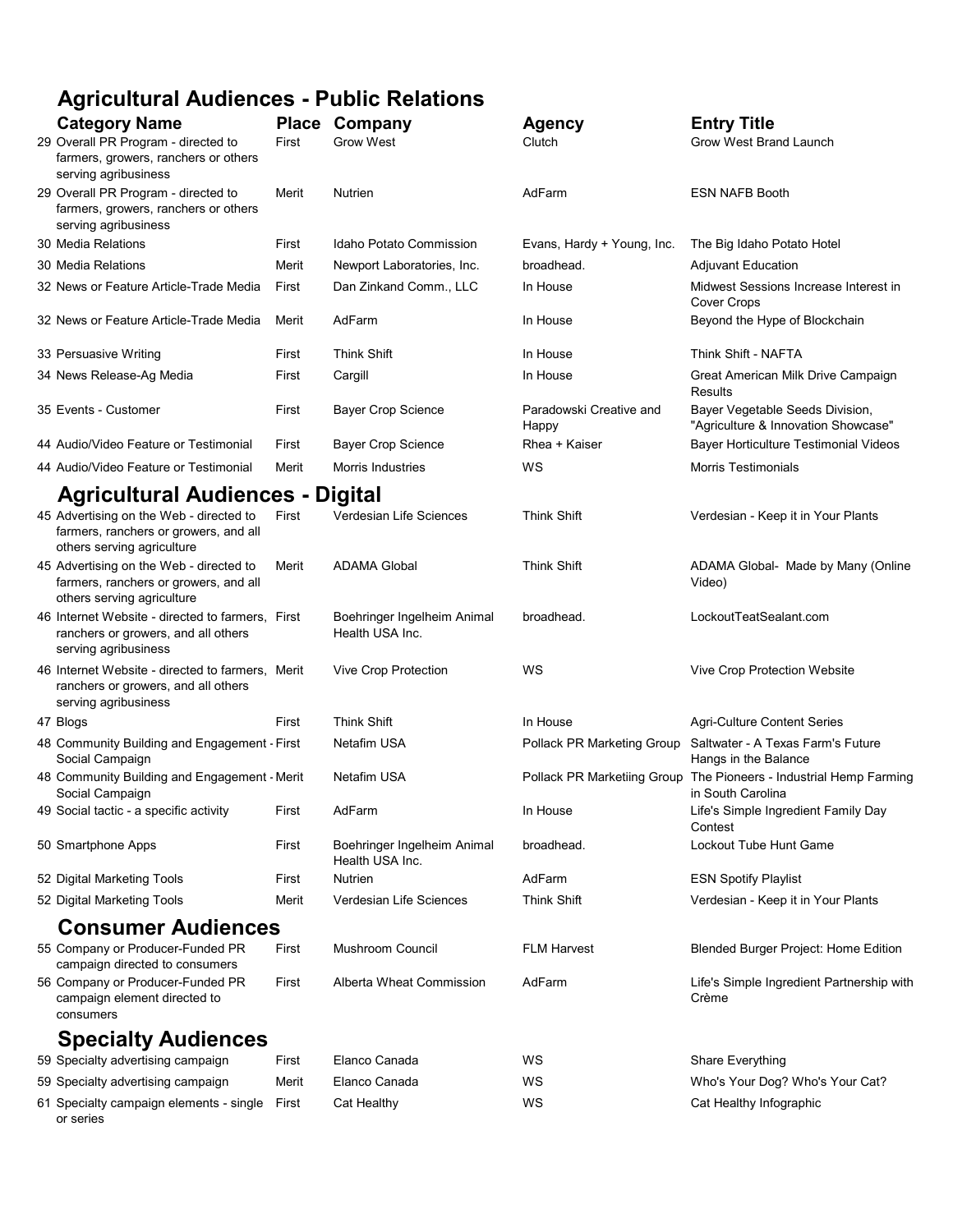## Agricultural Audiences - Public Relations

| Category Name | Place | Company | Agency | Entry Title |
|---|---|---|---|---|
| 29 Overall PR Program - directed to farmers, growers, ranchers or others serving agribusiness | First | Grow West | Clutch | Grow West Brand Launch |
| 29 Overall PR Program - directed to farmers, growers, ranchers or others serving agribusiness | Merit | Nutrien | AdFarm | ESN NAFB Booth |
| 30 Media Relations | First | Idaho Potato Commission | Evans, Hardy + Young, Inc. | The Big Idaho Potato Hotel |
| 30 Media Relations | Merit | Newport Laboratories, Inc. | broadhead. | Adjuvant Education |
| 32 News or Feature Article-Trade Media | First | Dan Zinkand Comm., LLC | In House | Midwest Sessions Increase Interest in Cover Crops |
| 32 News or Feature Article-Trade Media | Merit | AdFarm | In House | Beyond the Hype of Blockchain |
| 33 Persuasive Writing | First | Think Shift | In House | Think Shift - NAFTA |
| 34 News Release-Ag Media | First | Cargill | In House | Great American Milk Drive Campaign Results |
| 35 Events - Customer | First | Bayer Crop Science | Paradowski Creative and Happy | Bayer Vegetable Seeds Division, "Agriculture & Innovation Showcase" |
| 44 Audio/Video Feature or Testimonial | First | Bayer Crop Science | Rhea + Kaiser | Bayer Horticulture Testimonial Videos |
| 44 Audio/Video Feature or Testimonial | Merit | Morris Industries | WS | Morris Testimonials |

## Agricultural Audiences - Digital

| Category Name | Place | Company | Agency | Entry Title |
|---|---|---|---|---|
| 45 Advertising on the Web - directed to farmers, ranchers or growers, and all others serving agriculture | First | Verdesian Life Sciences | Think Shift | Verdesian - Keep it in Your Plants |
| 45 Advertising on the Web - directed to farmers, ranchers or growers, and all others serving agriculture | Merit | ADAMA Global | Think Shift | ADAMA Global- Made by Many (Online Video) |
| 46 Internet Website - directed to farmers, ranchers or growers, and all others serving agribusiness | First | Boehringer Ingelheim Animal Health USA Inc. | broadhead. | LockoutTeatSealant.com |
| 46 Internet Website - directed to farmers, ranchers or growers, and all others serving agribusiness | Merit | Vive Crop Protection | WS | Vive Crop Protection Website |
| 47 Blogs | First | Think Shift | In House | Agri-Culture Content Series |
| 48 Community Building and Engagement - Social Campaign | First | Netafim USA | Pollack PR Marketing Group | Saltwater - A Texas Farm's Future Hangs in the Balance |
| 48 Community Building and Engagement - Social Campaign | Merit | Netafim USA | Pollack PR Marketiing Group | The Pioneers - Industrial Hemp Farming in South Carolina |
| 49 Social tactic - a specific activity | First | AdFarm | In House | Life's Simple Ingredient Family Day Contest |
| 50 Smartphone Apps | First | Boehringer Ingelheim Animal Health USA Inc. | broadhead. | Lockout Tube Hunt Game |
| 52 Digital Marketing Tools | First | Nutrien | AdFarm | ESN Spotify Playlist |
| 52 Digital Marketing Tools | Merit | Verdesian Life Sciences | Think Shift | Verdesian - Keep it in Your Plants |

## Consumer Audiences

| Category Name | Place | Company | Agency | Entry Title |
|---|---|---|---|---|
| 55 Company or Producer-Funded PR campaign directed to consumers | First | Mushroom Council | FLM Harvest | Blended Burger Project: Home Edition |
| 56 Company or Producer-Funded PR campaign element directed to consumers | First | Alberta Wheat Commission | AdFarm | Life's Simple Ingredient Partnership with Crème |

## Specialty Audiences

| Category Name | Place | Company | Agency | Entry Title |
|---|---|---|---|---|
| 59 Specialty advertising campaign | First | Elanco Canada | WS | Share Everything |
| 59 Specialty advertising campaign | Merit | Elanco Canada | WS | Who's Your Dog? Who's Your Cat? |
| 61 Specialty campaign elements - single or series | First | Cat Healthy | WS | Cat Healthy Infographic |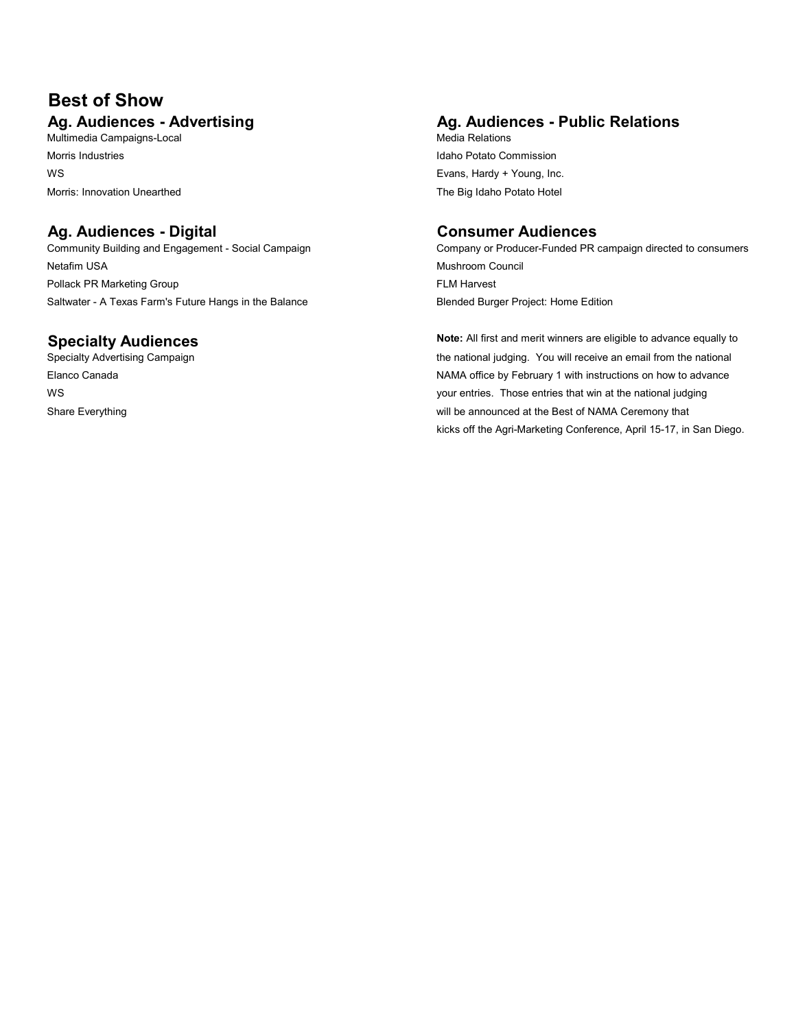# Best of Show

## Ag. Audiences - Advertising

Multimedia Campaigns-Local

Morris Industries

WS

Morris: Innovation Unearthed

## Ag. Audiences - Digital

Community Building and Engagement - Social Campaign

Netafim USA

Pollack PR Marketing Group

Saltwater - A Texas Farm's Future Hangs in the Balance

## Specialty Audiences

Specialty Advertising Campaign

Elanco Canada

WS

Share Everything

## Ag. Audiences - Public Relations

Media Relations

Idaho Potato Commission

Evans, Hardy + Young, Inc.

The Big Idaho Potato Hotel

## Consumer Audiences

Company or Producer-Funded PR campaign directed to consumers

Mushroom Council

FLM Harvest

Blended Burger Project: Home Edition

**Note:** All first and merit winners are eligible to advance equally to the national judging. You will receive an email from the national NAMA office by February 1 with instructions on how to advance your entries. Those entries that win at the national judging will be announced at the Best of NAMA Ceremony that kicks off the Agri-Marketing Conference, April 15-17, in San Diego.